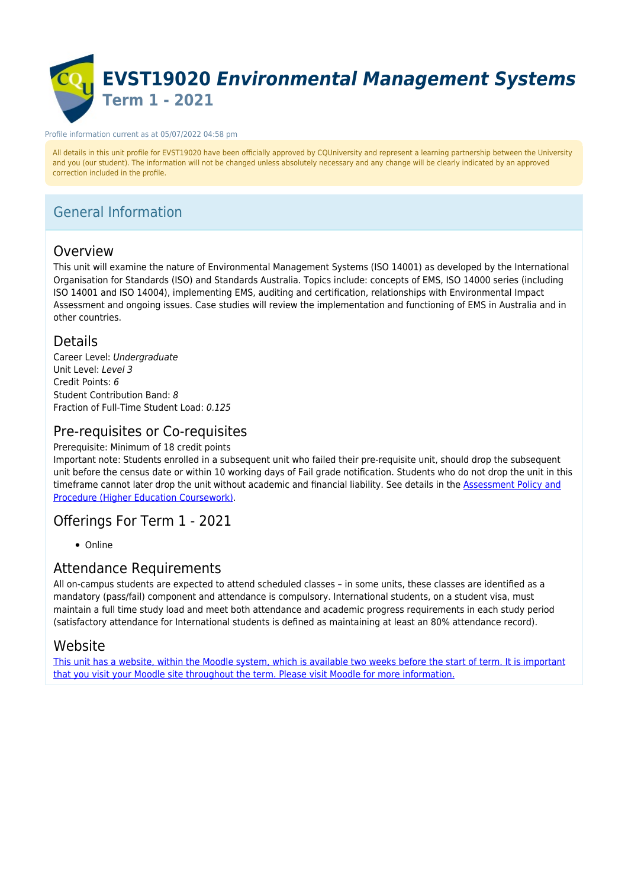# EVST19020 *Environmental Management Systems*

## Term 1 - 2021

Profile information current as at 05/07/2022 04:58 pm

All details in this unit profile for EVST19020 have been officially approved by CQUniversity and represent a learning partnership between the University and you (our student). The information will not be changed unless absolutely necessary and any change will be clearly indicated by an approved correction included in the profile.

## General Information

### Overview

This unit will examine the nature of Environmental Management Systems (ISO 14001) as developed by the International Organisation for Standards (ISO) and Standards Australia. Topics include: concepts of EMS, ISO 14000 series (including ISO 14001 and ISO 14004), implementing EMS, auditing and certification, relationships with Environmental Impact Assessment and ongoing issues. Case studies will review the implementation and functioning of EMS in Australia and in other countries.

### Details

Career Level: *Undergraduate*
Unit Level: *Level 3*
Credit Points: *6*
Student Contribution Band: *8*
Fraction of Full-Time Student Load: *0.125*

### Pre-requisites or Co-requisites

Prerequisite: Minimum of 18 credit points
Important note: Students enrolled in a subsequent unit who failed their pre-requisite unit, should drop the subsequent unit before the census date or within 10 working days of Fail grade notification. Students who do not drop the unit in this timeframe cannot later drop the unit without academic and financial liability. See details in the Assessment Policy and Procedure (Higher Education Coursework).

### Offerings For Term 1 - 2021

- Online

### Attendance Requirements

All on-campus students are expected to attend scheduled classes – in some units, these classes are identified as a mandatory (pass/fail) component and attendance is compulsory. International students, on a student visa, must maintain a full time study load and meet both attendance and academic progress requirements in each study period (satisfactory attendance for International students is defined as maintaining at least an 80% attendance record).

### Website

This unit has a website, within the Moodle system, which is available two weeks before the start of term. It is important that you visit your Moodle site throughout the term. Please visit Moodle for more information.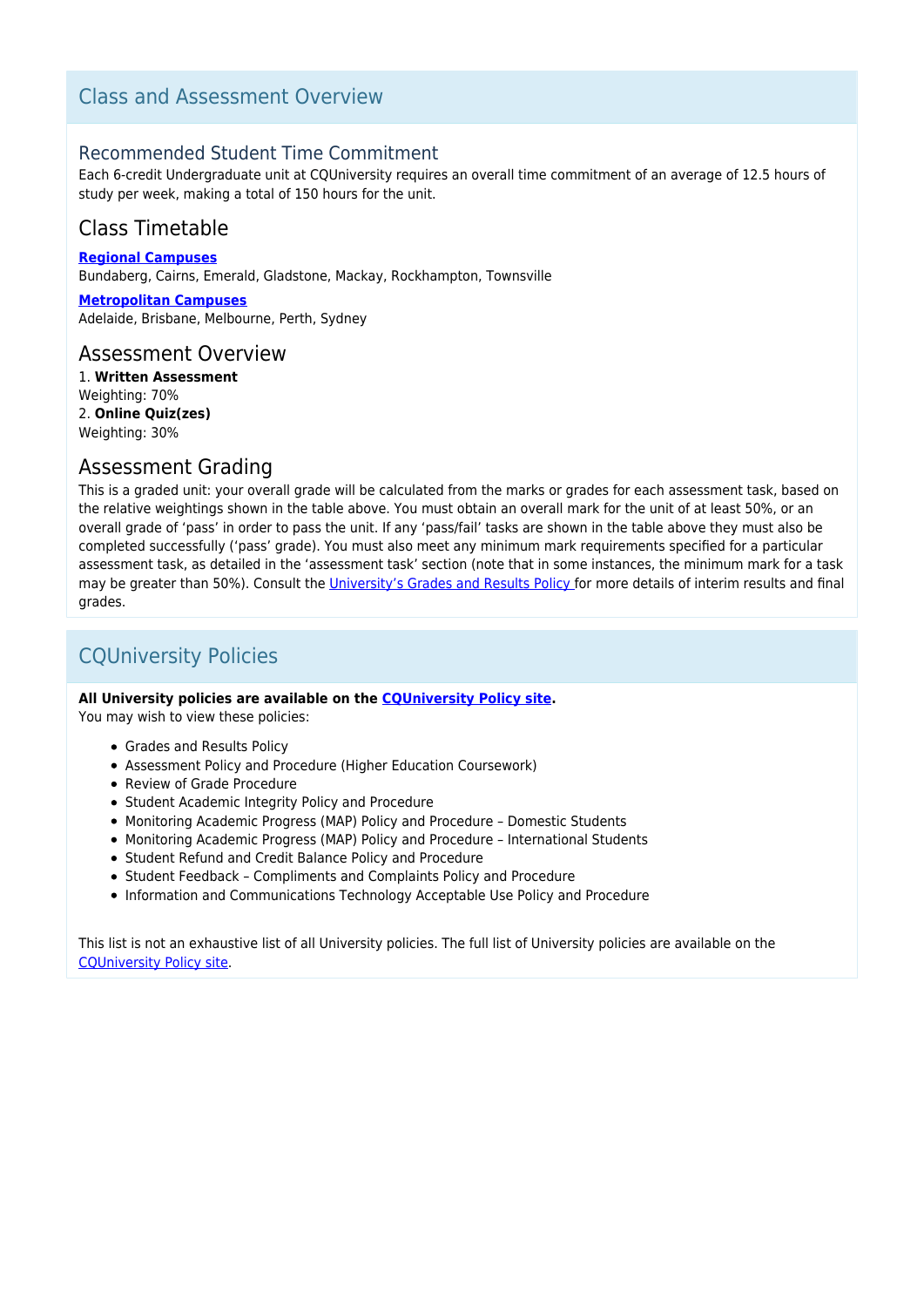## Class and Assessment Overview

### Recommended Student Time Commitment

Each 6-credit Undergraduate unit at CQUniversity requires an overall time commitment of an average of 12.5 hours of study per week, making a total of 150 hours for the unit.

### Class Timetable

**Regional Campuses**
Bundaberg, Cairns, Emerald, Gladstone, Mackay, Rockhampton, Townsville

**Metropolitan Campuses**
Adelaide, Brisbane, Melbourne, Perth, Sydney

### Assessment Overview

1. **Written Assessment**
Weighting: 70%
2. **Online Quiz(zes)**
Weighting: 30%

### Assessment Grading

This is a graded unit: your overall grade will be calculated from the marks or grades for each assessment task, based on the relative weightings shown in the table above. You must obtain an overall mark for the unit of at least 50%, or an overall grade of 'pass' in order to pass the unit. If any 'pass/fail' tasks are shown in the table above they must also be completed successfully ('pass' grade). You must also meet any minimum mark requirements specified for a particular assessment task, as detailed in the 'assessment task' section (note that in some instances, the minimum mark for a task may be greater than 50%). Consult the University's Grades and Results Policy for more details of interim results and final grades.

## CQUniversity Policies

**All University policies are available on the CQUniversity Policy site.**
You may wish to view these policies:

- Grades and Results Policy
- Assessment Policy and Procedure (Higher Education Coursework)
- Review of Grade Procedure
- Student Academic Integrity Policy and Procedure
- Monitoring Academic Progress (MAP) Policy and Procedure – Domestic Students
- Monitoring Academic Progress (MAP) Policy and Procedure – International Students
- Student Refund and Credit Balance Policy and Procedure
- Student Feedback – Compliments and Complaints Policy and Procedure
- Information and Communications Technology Acceptable Use Policy and Procedure

This list is not an exhaustive list of all University policies. The full list of University policies are available on the CQUniversity Policy site.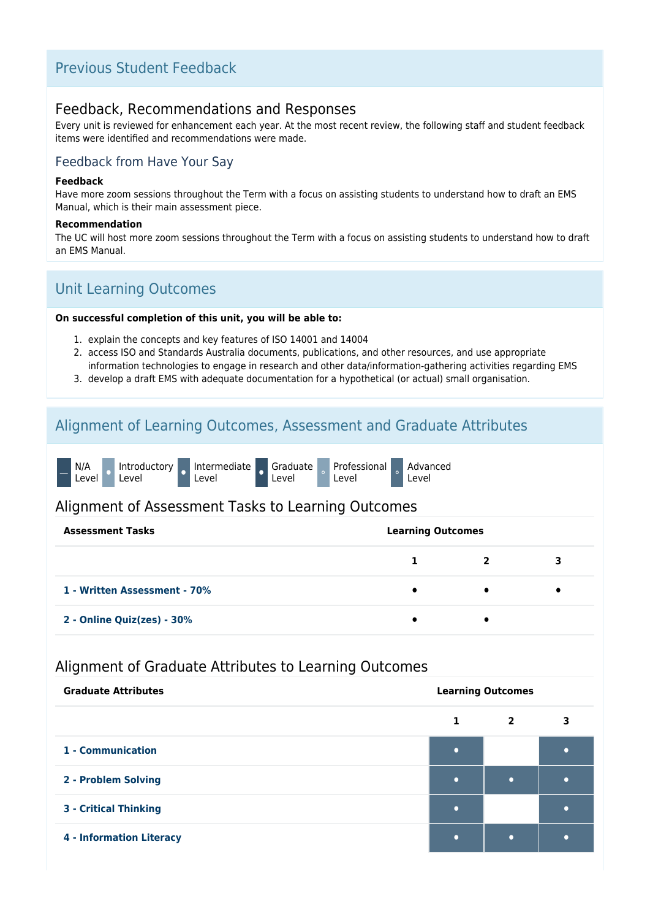## Previous Student Feedback

### Feedback, Recommendations and Responses

Every unit is reviewed for enhancement each year. At the most recent review, the following staff and student feedback items were identified and recommendations were made.

#### Feedback from Have Your Say

**Feedback**

Have more zoom sessions throughout the Term with a focus on assisting students to understand how to draft an EMS Manual, which is their main assessment piece.

**Recommendation**

The UC will host more zoom sessions throughout the Term with a focus on assisting students to understand how to draft an EMS Manual.

## Unit Learning Outcomes

**On successful completion of this unit, you will be able to:**

1. explain the concepts and key features of ISO 14001 and 14004
2. access ISO and Standards Australia documents, publications, and other resources, and use appropriate information technologies to engage in research and other data/information-gathering activities regarding EMS
3. develop a draft EMS with adequate documentation for a hypothetical (or actual) small organisation.

## Alignment of Learning Outcomes, Assessment and Graduate Attributes

— N/A Level · Introductory Level · Intermediate Level · Graduate Level · Professional Level · Advanced Level

### Alignment of Assessment Tasks to Learning Outcomes

| Assessment Tasks | Learning Outcomes | | |
|---|---|---|---|
| | 1 | 2 | 3 |
| 1 - Written Assessment - 70% | • | • | • |
| 2 - Online Quiz(zes) - 30% | • | • | |

### Alignment of Graduate Attributes to Learning Outcomes

| Graduate Attributes | Learning Outcomes | | |
|---|---|---|---|
| | 1 | 2 | 3 |
| 1 - Communication | • | | • |
| 2 - Problem Solving | • | • | • |
| 3 - Critical Thinking | • | | • |
| 4 - Information Literacy | • | • | • |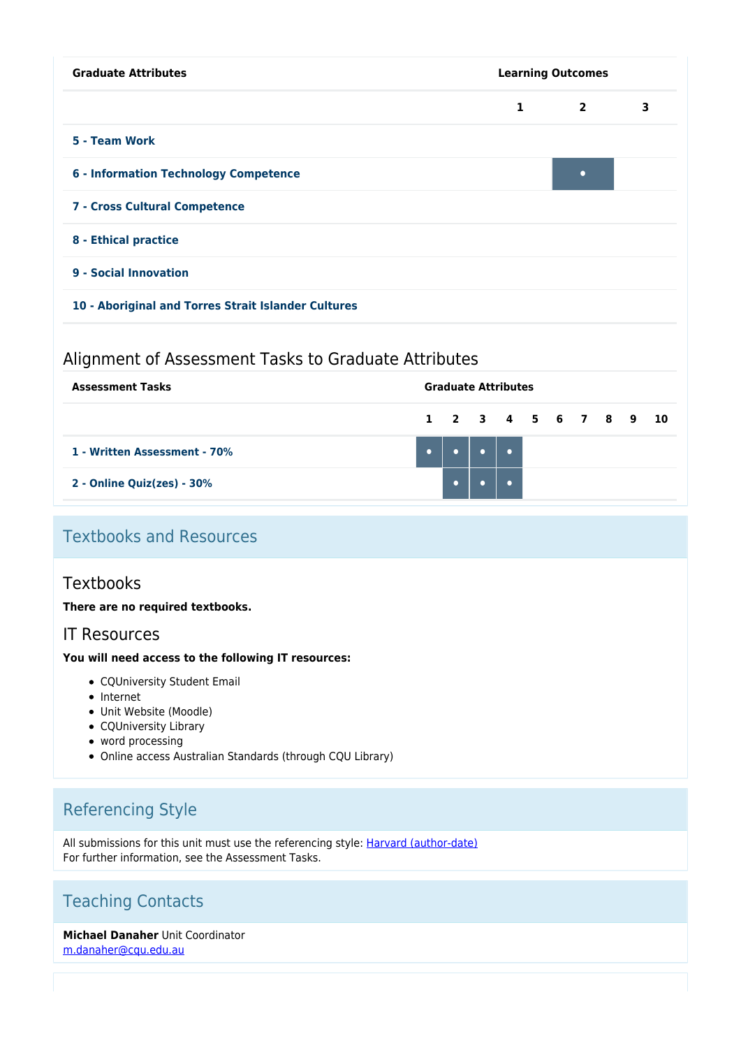| Graduate Attributes | Learning Outcomes | | |
| --- | --- | --- | --- |
| | 1 | 2 | 3 |
| 5 - Team Work | | | |
| 6 - Information Technology Competence | | • | |
| 7 - Cross Cultural Competence | | | |
| 8 - Ethical practice | | | |
| 9 - Social Innovation | | | |
| 10 - Aboriginal and Torres Strait Islander Cultures | | | |

## Alignment of Assessment Tasks to Graduate Attributes

| Assessment Tasks | Graduate Attributes | | | | | | | | | |
| --- | --- | --- | --- | --- | --- | --- | --- | --- | --- | --- |
| | 1 | 2 | 3 | 4 | 5 | 6 | 7 | 8 | 9 | 10 |
| 1 - Written Assessment - 70% | • | • | • | • | | | | | | |
| 2 - Online Quiz(zes) - 30% | | • | • | • | | | | | | |

## Textbooks and Resources

### Textbooks

**There are no required textbooks.**

### IT Resources

**You will need access to the following IT resources:**

- CQUniversity Student Email
- Internet
- Unit Website (Moodle)
- CQUniversity Library
- word processing
- Online access Australian Standards (through CQU Library)

## Referencing Style

All submissions for this unit must use the referencing style: Harvard (author-date)
For further information, see the Assessment Tasks.

## Teaching Contacts

**Michael Danaher** Unit Coordinator
m.danaher@cqu.edu.au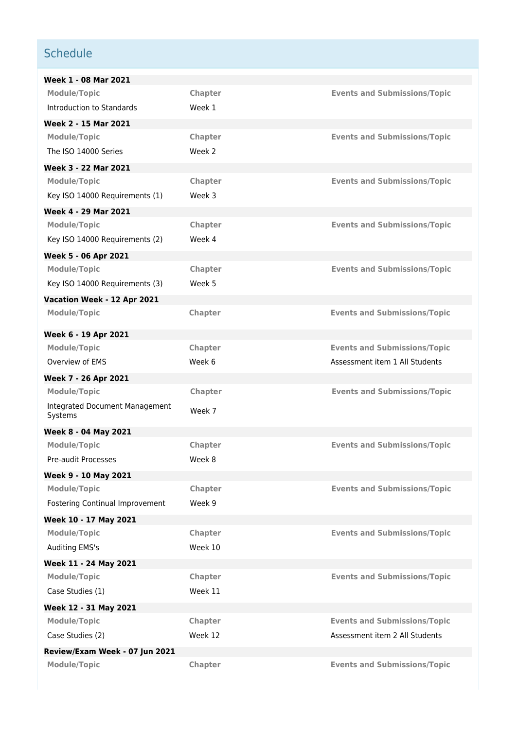## Schedule

**Week 1 - 08 Mar 2021**

| Module/Topic | Chapter | Events and Submissions/Topic |
|---|---|---|
| Introduction to Standards | Week 1 | |

**Week 2 - 15 Mar 2021**

| Module/Topic | Chapter | Events and Submissions/Topic |
|---|---|---|
| The ISO 14000 Series | Week 2 | |

**Week 3 - 22 Mar 2021**

| Module/Topic | Chapter | Events and Submissions/Topic |
|---|---|---|
| Key ISO 14000 Requirements (1) | Week 3 | |

**Week 4 - 29 Mar 2021**

| Module/Topic | Chapter | Events and Submissions/Topic |
|---|---|---|
| Key ISO 14000 Requirements (2) | Week 4 | |

**Week 5 - 06 Apr 2021**

| Module/Topic | Chapter | Events and Submissions/Topic |
|---|---|---|
| Key ISO 14000 Requirements (3) | Week 5 | |

**Vacation Week - 12 Apr 2021**

| Module/Topic | Chapter | Events and Submissions/Topic |
|---|---|---|

**Week 6 - 19 Apr 2021**

| Module/Topic | Chapter | Events and Submissions/Topic |
|---|---|---|
| Overview of EMS | Week 6 | Assessment item 1 All Students |

**Week 7 - 26 Apr 2021**

| Module/Topic | Chapter | Events and Submissions/Topic |
|---|---|---|
| Integrated Document Management Systems | Week 7 | |

**Week 8 - 04 May 2021**

| Module/Topic | Chapter | Events and Submissions/Topic |
|---|---|---|
| Pre-audit Processes | Week 8 | |

**Week 9 - 10 May 2021**

| Module/Topic | Chapter | Events and Submissions/Topic |
|---|---|---|
| Fostering Continual Improvement | Week 9 | |

**Week 10 - 17 May 2021**

| Module/Topic | Chapter | Events and Submissions/Topic |
|---|---|---|
| Auditing EMS's | Week 10 | |

**Week 11 - 24 May 2021**

| Module/Topic | Chapter | Events and Submissions/Topic |
|---|---|---|
| Case Studies (1) | Week 11 | |

**Week 12 - 31 May 2021**

| Module/Topic | Chapter | Events and Submissions/Topic |
|---|---|---|
| Case Studies (2) | Week 12 | Assessment item 2 All Students |

**Review/Exam Week - 07 Jun 2021**

| Module/Topic | Chapter | Events and Submissions/Topic |
|---|---|---|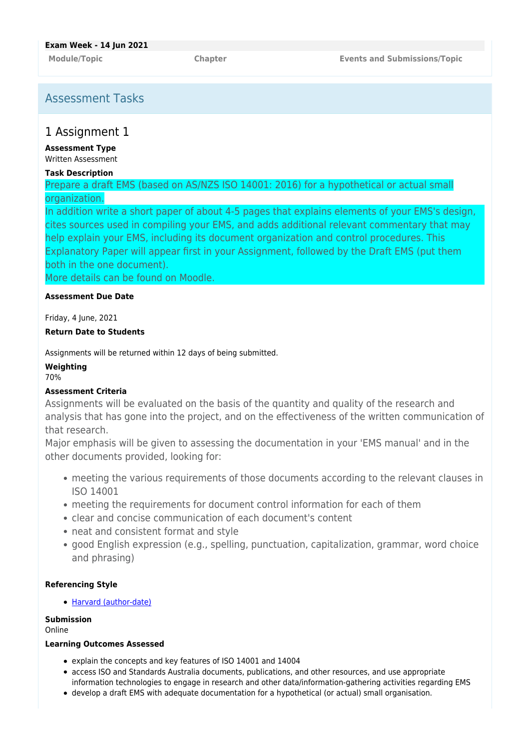| Exam Week - 14 Jun 2021 | | |
| --- | --- | --- |
| Module/Topic | Chapter | Events and Submissions/Topic |

## Assessment Tasks

### 1 Assignment 1

**Assessment Type**
Written Assessment

**Task Description**
Prepare a draft EMS (based on AS/NZS ISO 14001: 2016) for a hypothetical or actual small organization.
In addition write a short paper of about 4-5 pages that explains elements of your EMS's design, cites sources used in compiling your EMS, and adds additional relevant commentary that may help explain your EMS, including its document organization and control procedures. This Explanatory Paper will appear first in your Assignment, followed by the Draft EMS (put them both in the one document).
More details can be found on Moodle.

**Assessment Due Date**

Friday, 4 June, 2021

**Return Date to Students**

Assignments will be returned within 12 days of being submitted.

**Weighting**
70%

**Assessment Criteria**
Assignments will be evaluated on the basis of the quantity and quality of the research and analysis that has gone into the project, and on the effectiveness of the written communication of that research.
Major emphasis will be given to assessing the documentation in your 'EMS manual' and in the other documents provided, looking for:

- meeting the various requirements of those documents according to the relevant clauses in ISO 14001
- meeting the requirements for document control information for each of them
- clear and concise communication of each document's content
- neat and consistent format and style
- good English expression (e.g., spelling, punctuation, capitalization, grammar, word choice and phrasing)

**Referencing Style**

- Harvard (author-date)

**Submission**
Online

**Learning Outcomes Assessed**

- explain the concepts and key features of ISO 14001 and 14004
- access ISO and Standards Australia documents, publications, and other resources, and use appropriate information technologies to engage in research and other data/information-gathering activities regarding EMS
- develop a draft EMS with adequate documentation for a hypothetical (or actual) small organisation.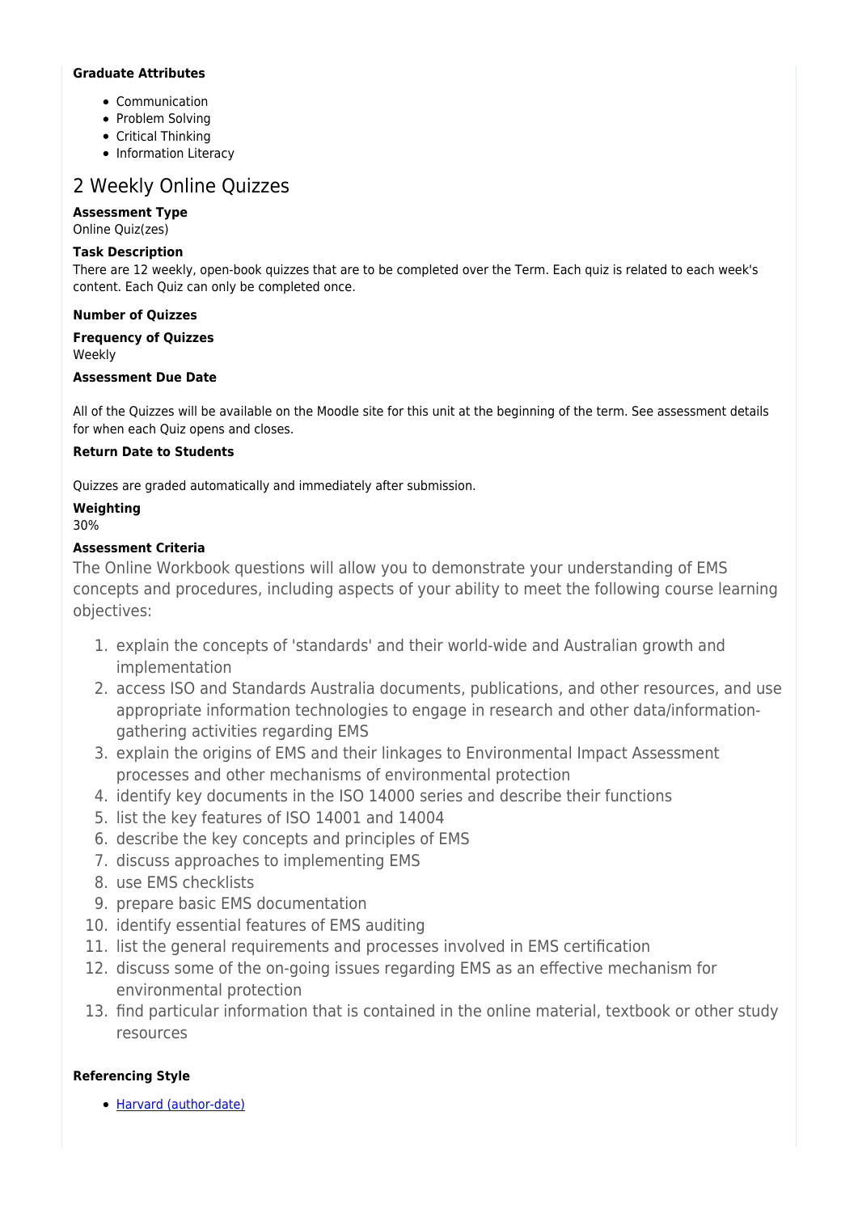**Graduate Attributes**

- Communication
- Problem Solving
- Critical Thinking
- Information Literacy

## 2 Weekly Online Quizzes

**Assessment Type**
Online Quiz(zes)

**Task Description**
There are 12 weekly, open-book quizzes that are to be completed over the Term. Each quiz is related to each week's content. Each Quiz can only be completed once.

**Number of Quizzes**

**Frequency of Quizzes**
Weekly

**Assessment Due Date**

All of the Quizzes will be available on the Moodle site for this unit at the beginning of the term. See assessment details for when each Quiz opens and closes.

**Return Date to Students**

Quizzes are graded automatically and immediately after submission.

**Weighting**
30%

**Assessment Criteria**
The Online Workbook questions will allow you to demonstrate your understanding of EMS concepts and procedures, including aspects of your ability to meet the following course learning objectives:

1. explain the concepts of 'standards' and their world-wide and Australian growth and implementation
2. access ISO and Standards Australia documents, publications, and other resources, and use appropriate information technologies to engage in research and other data/information-gathering activities regarding EMS
3. explain the origins of EMS and their linkages to Environmental Impact Assessment processes and other mechanisms of environmental protection
4. identify key documents in the ISO 14000 series and describe their functions
5. list the key features of ISO 14001 and 14004
6. describe the key concepts and principles of EMS
7. discuss approaches to implementing EMS
8. use EMS checklists
9. prepare basic EMS documentation
10. identify essential features of EMS auditing
11. list the general requirements and processes involved in EMS certification
12. discuss some of the on-going issues regarding EMS as an effective mechanism for environmental protection
13. find particular information that is contained in the online material, textbook or other study resources

**Referencing Style**

- Harvard (author-date)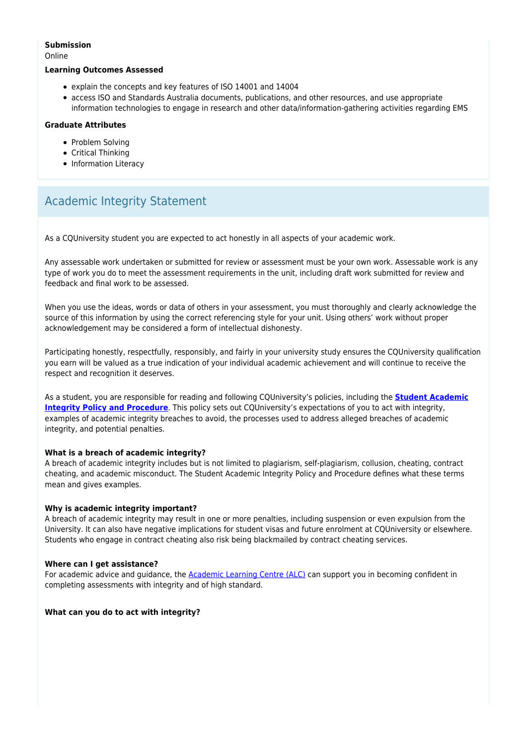**Submission**
Online

**Learning Outcomes Assessed**

- explain the concepts and key features of ISO 14001 and 14004
- access ISO and Standards Australia documents, publications, and other resources, and use appropriate information technologies to engage in research and other data/information-gathering activities regarding EMS

**Graduate Attributes**

- Problem Solving
- Critical Thinking
- Information Literacy

## Academic Integrity Statement

As a CQUniversity student you are expected to act honestly in all aspects of your academic work.

Any assessable work undertaken or submitted for review or assessment must be your own work. Assessable work is any type of work you do to meet the assessment requirements in the unit, including draft work submitted for review and feedback and final work to be assessed.

When you use the ideas, words or data of others in your assessment, you must thoroughly and clearly acknowledge the source of this information by using the correct referencing style for your unit. Using others' work without proper acknowledgement may be considered a form of intellectual dishonesty.

Participating honestly, respectfully, responsibly, and fairly in your university study ensures the CQUniversity qualification you earn will be valued as a true indication of your individual academic achievement and will continue to receive the respect and recognition it deserves.

As a student, you are responsible for reading and following CQUniversity's policies, including the **Student Academic Integrity Policy and Procedure**. This policy sets out CQUniversity's expectations of you to act with integrity, examples of academic integrity breaches to avoid, the processes used to address alleged breaches of academic integrity, and potential penalties.

**What is a breach of academic integrity?**
A breach of academic integrity includes but is not limited to plagiarism, self-plagiarism, collusion, cheating, contract cheating, and academic misconduct. The Student Academic Integrity Policy and Procedure defines what these terms mean and gives examples.

**Why is academic integrity important?**
A breach of academic integrity may result in one or more penalties, including suspension or even expulsion from the University. It can also have negative implications for student visas and future enrolment at CQUniversity or elsewhere. Students who engage in contract cheating also risk being blackmailed by contract cheating services.

**Where can I get assistance?**
For academic advice and guidance, the Academic Learning Centre (ALC) can support you in becoming confident in completing assessments with integrity and of high standard.

**What can you do to act with integrity?**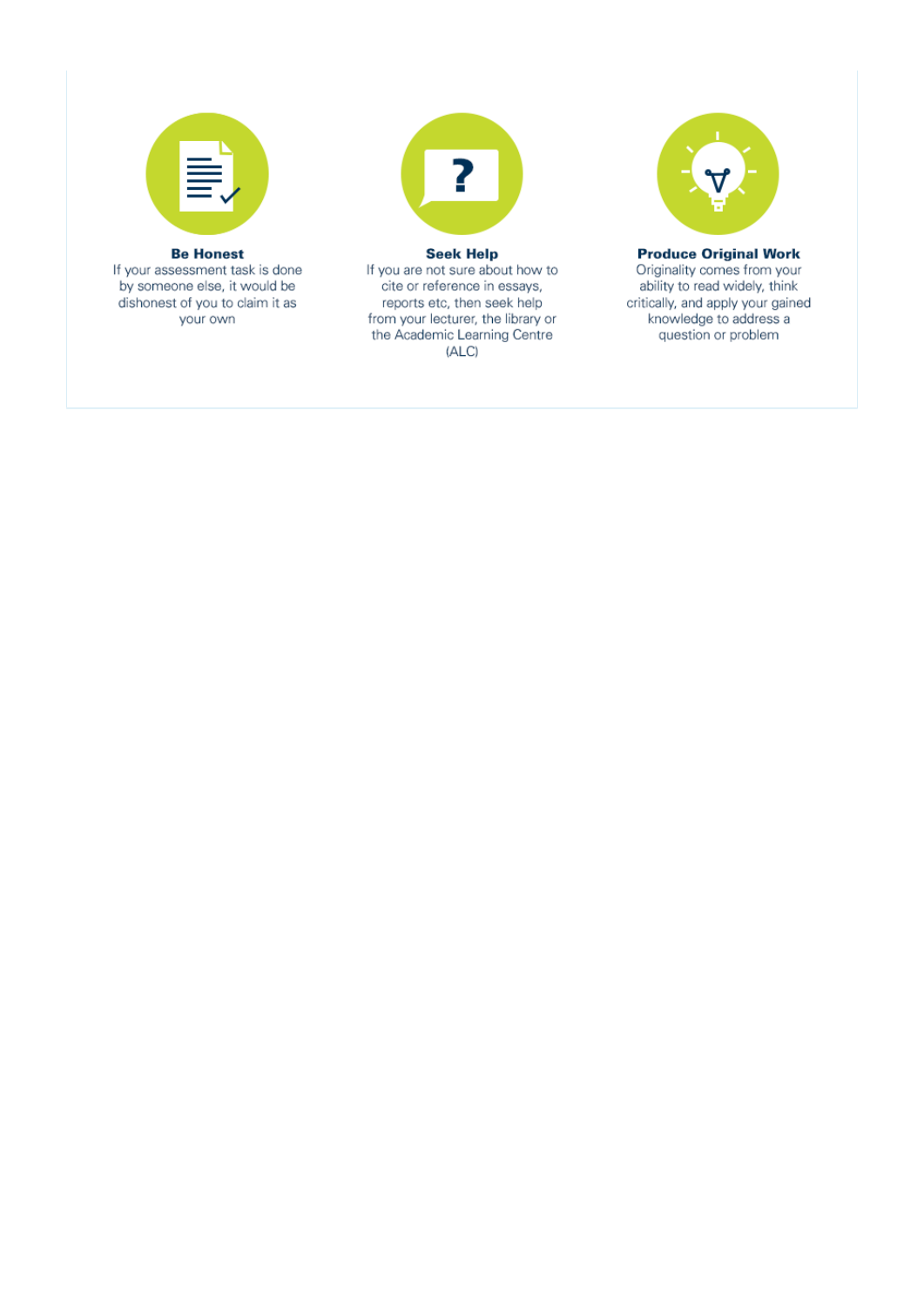**Be Honest**
If your assessment task is done by someone else, it would be dishonest of you to claim it as your own

**Seek Help**
If you are not sure about how to cite or reference in essays, reports etc, then seek help from your lecturer, the library or the Academic Learning Centre (ALC)

**Produce Original Work**
Originality comes from your ability to read widely, think critically, and apply your gained knowledge to address a question or problem